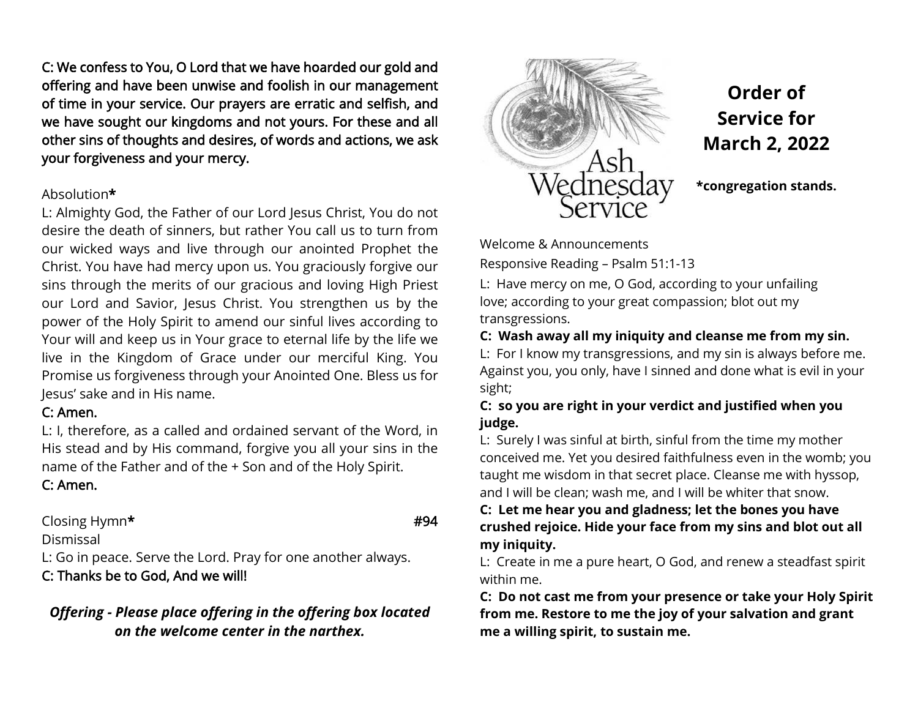C: We confess to You, O Lord that we have hoarded our gold and offering and have been unwise and foolish in our management of time in your service. Our prayers are erratic and selfish, and we have sought our kingdoms and not yours. For these and all other sins of thoughts and desires, of words and actions, we ask your forgiveness and your mercy.

Absolution*

L: Almighty God, the Father of our Lord Jesus Christ, You do not desire the death of sinners, but rather You call us to turn from our wicked ways and live through our anointed Prophet the Christ. You have had mercy upon us. You graciously forgive our sins through the merits of our gracious and loving High Priest our Lord and Savior, Jesus Christ. You strengthen us by the power of the Holy Spirit to amend our sinful lives according to Your will and keep us in Your grace to eternal life by the life we live in the Kingdom of Grace under our merciful King. You Promise us forgiveness through your Anointed One. Bless us for Jesus' sake and in His name.

C: Amen.

L: I, therefore, as a called and ordained servant of the Word, in His stead and by His command, forgive you all your sins in the name of the Father and of the + Son and of the Holy Spirit.

C: Amen.

Closing Hymn* #94

Dismissal

L: Go in peace. Serve the Lord. Pray for one another always.

C: Thanks be to God, And we will!

***Offering - Please place offering in the offering box located on the welcome center in the narthex.***

Ash Wednesday Service

# Order of Service for March 2, 2022

**\*congregation stands.**

Welcome & Announcements

Responsive Reading – Psalm 51:1-13

L: Have mercy on me, O God, according to your unfailing love; according to your great compassion; blot out my transgressions.

**C: Wash away all my iniquity and cleanse me from my sin.**

L: For I know my transgressions, and my sin is always before me. Against you, you only, have I sinned and done what is evil in your sight;

**C: so you are right in your verdict and justified when you judge.**

L: Surely I was sinful at birth, sinful from the time my mother conceived me. Yet you desired faithfulness even in the womb; you taught me wisdom in that secret place. Cleanse me with hyssop, and I will be clean; wash me, and I will be whiter that snow.

**C: Let me hear you and gladness; let the bones you have crushed rejoice. Hide your face from my sins and blot out all my iniquity.**

L: Create in me a pure heart, O God, and renew a steadfast spirit within me.

**C: Do not cast me from your presence or take your Holy Spirit from me. Restore to me the joy of your salvation and grant me a willing spirit, to sustain me.**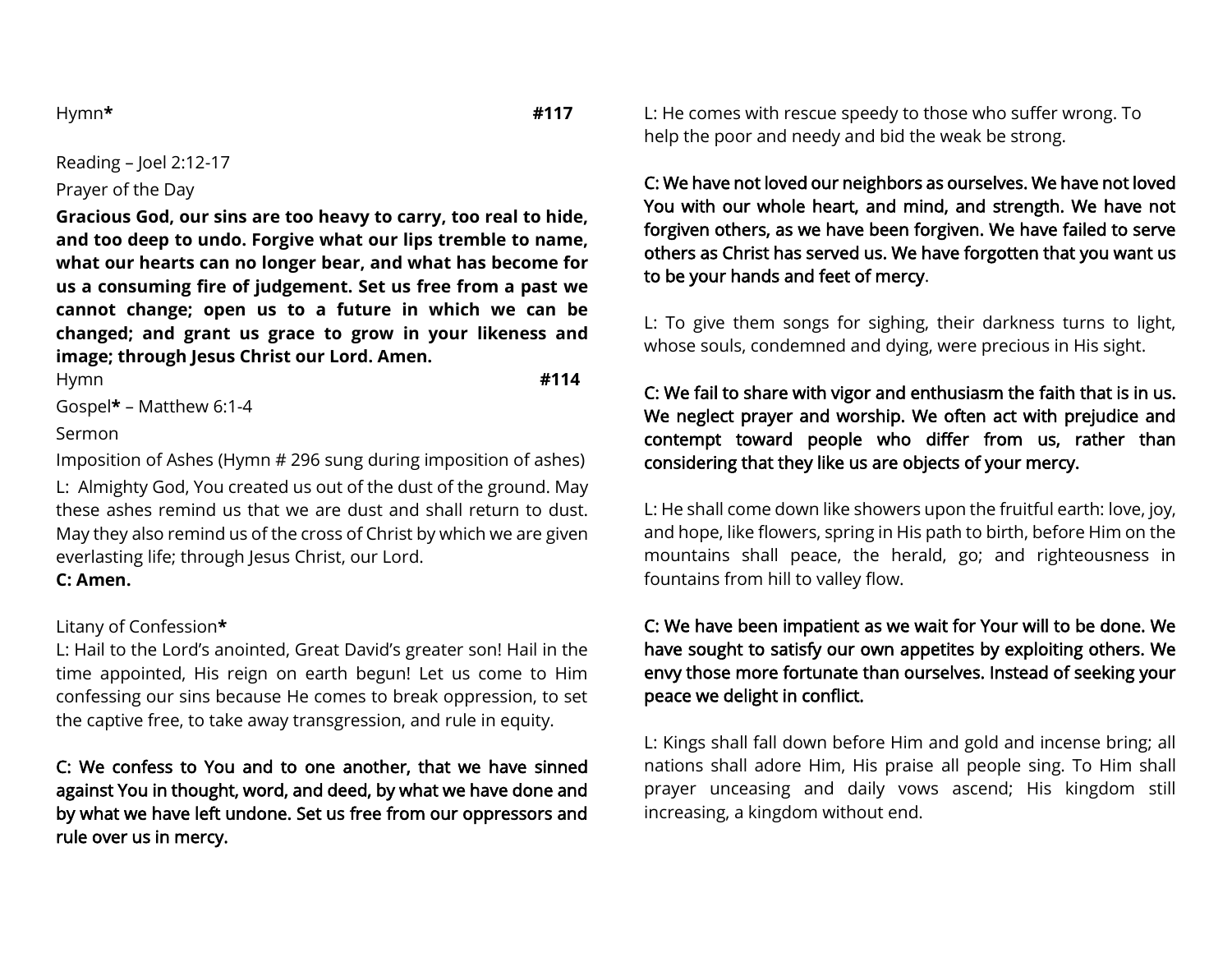Hymn* **#117**

Reading – Joel 2:12-17

Prayer of the Day

**Gracious God, our sins are too heavy to carry, too real to hide, and too deep to undo. Forgive what our lips tremble to name, what our hearts can no longer bear, and what has become for us a consuming fire of judgement. Set us free from a past we cannot change; open us to a future in which we can be changed; and grant us grace to grow in your likeness and image; through Jesus Christ our Lord. Amen.**

Hymn **#114**

Gospel* – Matthew 6:1-4

Sermon

Imposition of Ashes (Hymn # 296 sung during imposition of ashes)

L: Almighty God, You created us out of the dust of the ground. May these ashes remind us that we are dust and shall return to dust. May they also remind us of the cross of Christ by which we are given everlasting life; through Jesus Christ, our Lord.

**C: Amen.**

Litany of Confession*

L: Hail to the Lord's anointed, Great David's greater son! Hail in the time appointed, His reign on earth begun! Let us come to Him confessing our sins because He comes to break oppression, to set the captive free, to take away transgression, and rule in equity.

**C: We confess to You and to one another, that we have sinned against You in thought, word, and deed, by what we have done and by what we have left undone. Set us free from our oppressors and rule over us in mercy.**

L: He comes with rescue speedy to those who suffer wrong. To help the poor and needy and bid the weak be strong.

**C: We have not loved our neighbors as ourselves. We have not loved You with our whole heart, and mind, and strength. We have not forgiven others, as we have been forgiven. We have failed to serve others as Christ has served us. We have forgotten that you want us to be your hands and feet of mercy**.

L: To give them songs for sighing, their darkness turns to light, whose souls, condemned and dying, were precious in His sight.

**C: We fail to share with vigor and enthusiasm the faith that is in us. We neglect prayer and worship. We often act with prejudice and contempt toward people who differ from us, rather than considering that they like us are objects of your mercy.**

L: He shall come down like showers upon the fruitful earth: love, joy, and hope, like flowers, spring in His path to birth, before Him on the mountains shall peace, the herald, go; and righteousness in fountains from hill to valley flow.

**C: We have been impatient as we wait for Your will to be done. We have sought to satisfy our own appetites by exploiting others. We envy those more fortunate than ourselves. Instead of seeking your peace we delight in conflict.**

L: Kings shall fall down before Him and gold and incense bring; all nations shall adore Him, His praise all people sing. To Him shall prayer unceasing and daily vows ascend; His kingdom still increasing, a kingdom without end.